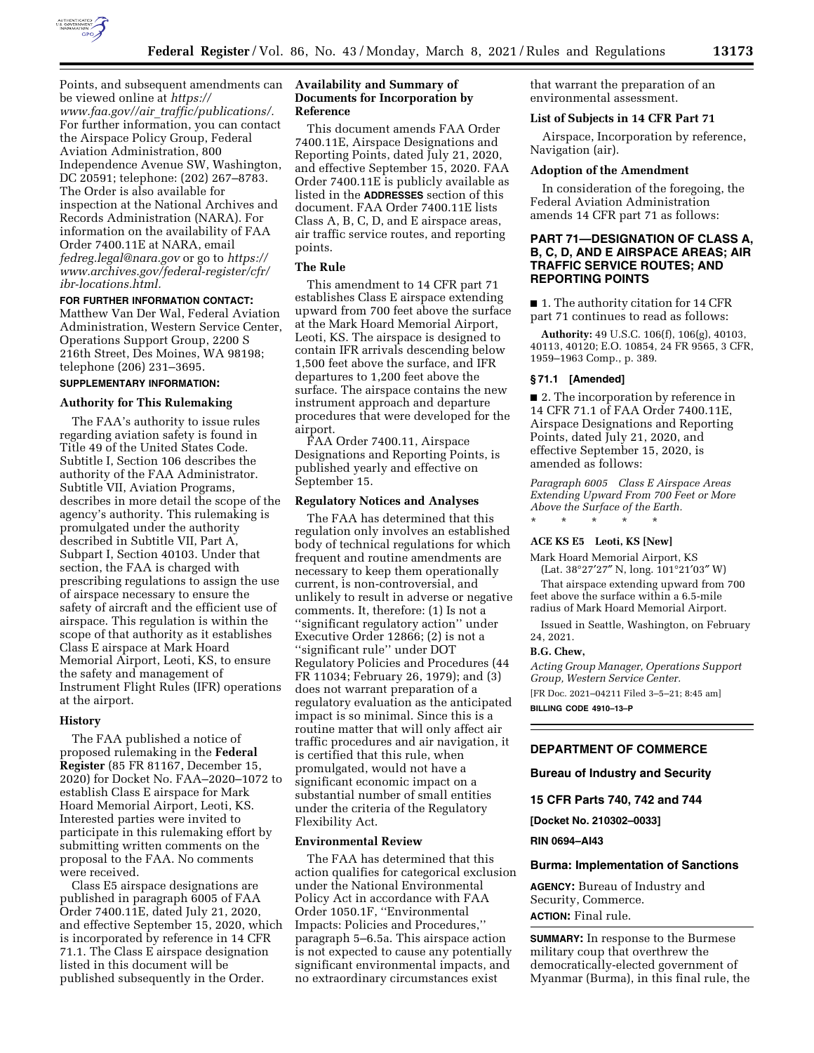Points, and subsequent amendments can be viewed online at *https://www.faa.gov//air_traffic/publications/*. For further information, you can contact the Airspace Policy Group, Federal Aviation Administration, 800 Independence Avenue SW, Washington, DC 20591; telephone: (202) 267–8783. The Order is also available for inspection at the National Archives and Records Administration (NARA). For information on the availability of FAA Order 7400.11E at NARA, email *fedreg.legal@nara.gov* or go to *https://www.archives.gov/federal-register/cfr/ibr-locations.html.*

**FOR FURTHER INFORMATION CONTACT:** Matthew Van Der Wal, Federal Aviation Administration, Western Service Center, Operations Support Group, 2200 S 216th Street, Des Moines, WA 98198; telephone (206) 231–3695.

**SUPPLEMENTARY INFORMATION:**

### Authority for This Rulemaking

The FAA's authority to issue rules regarding aviation safety is found in Title 49 of the United States Code. Subtitle I, Section 106 describes the authority of the FAA Administrator. Subtitle VII, Aviation Programs, describes in more detail the scope of the agency's authority. This rulemaking is promulgated under the authority described in Subtitle VII, Part A, Subpart I, Section 40103. Under that section, the FAA is charged with prescribing regulations to assign the use of airspace necessary to ensure the safety of aircraft and the efficient use of airspace. This regulation is within the scope of that authority as it establishes Class E airspace at Mark Hoard Memorial Airport, Leoti, KS, to ensure the safety and management of Instrument Flight Rules (IFR) operations at the airport.

### History

The FAA published a notice of proposed rulemaking in the **Federal Register** (85 FR 81167, December 15, 2020) for Docket No. FAA–2020–1072 to establish Class E airspace for Mark Hoard Memorial Airport, Leoti, KS. Interested parties were invited to participate in this rulemaking effort by submitting written comments on the proposal to the FAA. No comments were received.

Class E5 airspace designations are published in paragraph 6005 of FAA Order 7400.11E, dated July 21, 2020, and effective September 15, 2020, which is incorporated by reference in 14 CFR 71.1. The Class E airspace designation listed in this document will be published subsequently in the Order.

### Availability and Summary of Documents for Incorporation by Reference

This document amends FAA Order 7400.11E, Airspace Designations and Reporting Points, dated July 21, 2020, and effective September 15, 2020. FAA Order 7400.11E is publicly available as listed in the **ADDRESSES** section of this document. FAA Order 7400.11E lists Class A, B, C, D, and E airspace areas, air traffic service routes, and reporting points.

### The Rule

This amendment to 14 CFR part 71 establishes Class E airspace extending upward from 700 feet above the surface at the Mark Hoard Memorial Airport, Leoti, KS. The airspace is designed to contain IFR arrivals descending below 1,500 feet above the surface, and IFR departures to 1,200 feet above the surface. The airspace contains the new instrument approach and departure procedures that were developed for the airport.

FAA Order 7400.11, Airspace Designations and Reporting Points, is published yearly and effective on September 15.

### Regulatory Notices and Analyses

The FAA has determined that this regulation only involves an established body of technical regulations for which frequent and routine amendments are necessary to keep them operationally current, is non-controversial, and unlikely to result in adverse or negative comments. It, therefore: (1) Is not a ''significant regulatory action'' under Executive Order 12866; (2) is not a ''significant rule'' under DOT Regulatory Policies and Procedures (44 FR 11034; February 26, 1979); and (3) does not warrant preparation of a regulatory evaluation as the anticipated impact is so minimal. Since this is a routine matter that will only affect air traffic procedures and air navigation, it is certified that this rule, when promulgated, would not have a significant economic impact on a substantial number of small entities under the criteria of the Regulatory Flexibility Act.

### Environmental Review

The FAA has determined that this action qualifies for categorical exclusion under the National Environmental Policy Act in accordance with FAA Order 1050.1F, ''Environmental Impacts: Policies and Procedures,'' paragraph 5–6.5a. This airspace action is not expected to cause any potentially significant environmental impacts, and no extraordinary circumstances exist that warrant the preparation of an environmental assessment.

### List of Subjects in 14 CFR Part 71

Airspace, Incorporation by reference, Navigation (air).

### Adoption of the Amendment

In consideration of the foregoing, the Federal Aviation Administration amends 14 CFR part 71 as follows:

## PART 71—DESIGNATION OF CLASS A, B, C, D, AND E AIRSPACE AREAS; AIR TRAFFIC SERVICE ROUTES; AND REPORTING POINTS

■ 1. The authority citation for 14 CFR part 71 continues to read as follows:

**Authority:** 49 U.S.C. 106(f), 106(g), 40103, 40113, 40120; E.O. 10854, 24 FR 9565, 3 CFR, 1959–1963 Comp., p. 389.

### § 71.1 [Amended]

■ 2. The incorporation by reference in 14 CFR 71.1 of FAA Order 7400.11E, Airspace Designations and Reporting Points, dated July 21, 2020, and effective September 15, 2020, is amended as follows:

*Paragraph 6005 Class E Airspace Areas Extending Upward From 700 Feet or More Above the Surface of the Earth.*

\* \* \* \* \*

**ACE KS E5 Leoti, KS [New]**

Mark Hoard Memorial Airport, KS
(Lat. 38°27′27″ N, long. 101°21′03″ W)

That airspace extending upward from 700 feet above the surface within a 6.5-mile radius of Mark Hoard Memorial Airport.

Issued in Seattle, Washington, on February 24, 2021.

**B.G. Chew,**

*Acting Group Manager, Operations Support Group, Western Service Center.*

[FR Doc. 2021–04211 Filed 3–5–21; 8:45 am]

**BILLING CODE 4910–13–P**

---

## DEPARTMENT OF COMMERCE

### Bureau of Industry and Security

### 15 CFR Parts 740, 742 and 744

**[Docket No. 210302–0033]**

**RIN 0694–AI43**

### Burma: Implementation of Sanctions

**AGENCY:** Bureau of Industry and Security, Commerce.

**ACTION:** Final rule.

**SUMMARY:** In response to the Burmese military coup that overthrew the democratically-elected government of Myanmar (Burma), in this final rule, the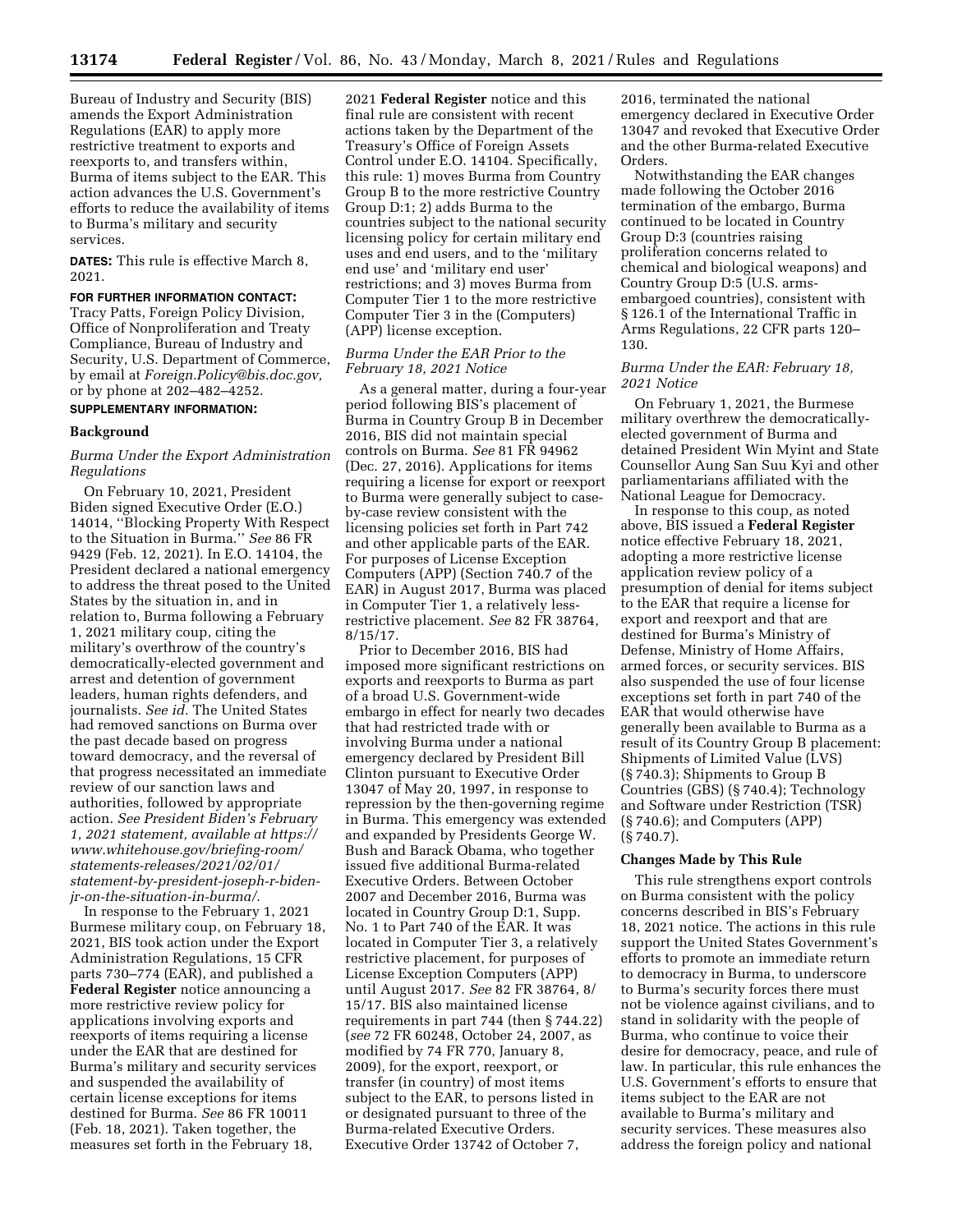Bureau of Industry and Security (BIS) amends the Export Administration Regulations (EAR) to apply more restrictive treatment to exports and reexports to, and transfers within, Burma of items subject to the EAR. This action advances the U.S. Government's efforts to reduce the availability of items to Burma's military and security services.

**DATES:** This rule is effective March 8, 2021.

**FOR FURTHER INFORMATION CONTACT:** Tracy Patts, Foreign Policy Division, Office of Nonproliferation and Treaty Compliance, Bureau of Industry and Security, U.S. Department of Commerce, by email at *Foreign.Policy@bis.doc.gov,* or by phone at 202–482–4252.

**SUPPLEMENTARY INFORMATION:**

## Background

### *Burma Under the Export Administration Regulations*

On February 10, 2021, President Biden signed Executive Order (E.O.) 14014, ''Blocking Property With Respect to the Situation in Burma.'' *See* 86 FR 9429 (Feb. 12, 2021). In E.O. 14104, the President declared a national emergency to address the threat posed to the United States by the situation in, and in relation to, Burma following a February 1, 2021 military coup, citing the military's overthrow of the country's democratically-elected government and arrest and detention of government leaders, human rights defenders, and journalists. *See id.* The United States had removed sanctions on Burma over the past decade based on progress toward democracy, and the reversal of that progress necessitated an immediate review of our sanction laws and authorities, followed by appropriate action. *See President Biden's February 1, 2021 statement, available at https://www.whitehouse.gov/briefing-room/statements-releases/2021/02/01/statement-by-president-joseph-r-biden-jr-on-the-situation-in-burma/.*

In response to the February 1, 2021 Burmese military coup, on February 18, 2021, BIS took action under the Export Administration Regulations, 15 CFR parts 730–774 (EAR), and published a **Federal Register** notice announcing a more restrictive review policy for applications involving exports and reexports of items requiring a license under the EAR that are destined for Burma's military and security services and suspended the availability of certain license exceptions for items destined for Burma. *See* 86 FR 10011 (Feb. 18, 2021). Taken together, the measures set forth in the February 18, 2021 **Federal Register** notice and this final rule are consistent with recent actions taken by the Department of the Treasury's Office of Foreign Assets Control under E.O. 14104. Specifically, this rule: 1) moves Burma from Country Group B to the more restrictive Country Group D:1; 2) adds Burma to the countries subject to the national security licensing policy for certain military end uses and end users, and to the 'military end use' and 'military end user' restrictions; and 3) moves Burma from Computer Tier 1 to the more restrictive Computer Tier 3 in the (Computers) (APP) license exception.

### *Burma Under the EAR Prior to the February 18, 2021 Notice*

As a general matter, during a four-year period following BIS's placement of Burma in Country Group B in December 2016, BIS did not maintain special controls on Burma. *See* 81 FR 94962 (Dec. 27, 2016). Applications for items requiring a license for export or reexport to Burma were generally subject to case-by-case review consistent with the licensing policies set forth in Part 742 and other applicable parts of the EAR. For purposes of License Exception Computers (APP) (Section 740.7 of the EAR) in August 2017, Burma was placed in Computer Tier 1, a relatively less-restrictive placement. *See* 82 FR 38764, 8/15/17.

Prior to December 2016, BIS had imposed more significant restrictions on exports and reexports to Burma as part of a broad U.S. Government-wide embargo in effect for nearly two decades that had restricted trade with or involving Burma under a national emergency declared by President Bill Clinton pursuant to Executive Order 13047 of May 20, 1997, in response to repression by the then-governing regime in Burma. This emergency was extended and expanded by Presidents George W. Bush and Barack Obama, who together issued five additional Burma-related Executive Orders. Between October 2007 and December 2016, Burma was located in Country Group D:1, Supp. No. 1 to Part 740 of the EAR. It was located in Computer Tier 3, a relatively restrictive placement, for purposes of License Exception Computers (APP) until August 2017. *See* 82 FR 38764, 8/15/17. BIS also maintained license requirements in part 744 (then § 744.22) (*see* 72 FR 60248, October 24, 2007, as modified by 74 FR 770, January 8, 2009), for the export, reexport, or transfer (in country) of most items subject to the EAR, to persons listed in or designated pursuant to three of the Burma-related Executive Orders. Executive Order 13742 of October 7, 2016, terminated the national emergency declared in Executive Order 13047 and revoked that Executive Order and the other Burma-related Executive Orders.

Notwithstanding the EAR changes made following the October 2016 termination of the embargo, Burma continued to be located in Country Group D:3 (countries raising proliferation concerns related to chemical and biological weapons) and Country Group D:5 (U.S. arms-embargoed countries), consistent with § 126.1 of the International Traffic in Arms Regulations, 22 CFR parts 120–130.

### *Burma Under the EAR: February 18, 2021 Notice*

On February 1, 2021, the Burmese military overthrew the democratically-elected government of Burma and detained President Win Myint and State Counsellor Aung San Suu Kyi and other parliamentarians affiliated with the National League for Democracy.

In response to this coup, as noted above, BIS issued a **Federal Register** notice effective February 18, 2021, adopting a more restrictive license application review policy of a presumption of denial for items subject to the EAR that require a license for export and reexport and that are destined for Burma's Ministry of Defense, Ministry of Home Affairs, armed forces, or security services. BIS also suspended the use of four license exceptions set forth in part 740 of the EAR that would otherwise have generally been available to Burma as a result of its Country Group B placement: Shipments of Limited Value (LVS) (§ 740.3); Shipments to Group B Countries (GBS) (§ 740.4); Technology and Software under Restriction (TSR) (§ 740.6); and Computers (APP) (§ 740.7).

## Changes Made by This Rule

This rule strengthens export controls on Burma consistent with the policy concerns described in BIS's February 18, 2021 notice. The actions in this rule support the United States Government's efforts to promote an immediate return to democracy in Burma, to underscore to Burma's security forces there must not be violence against civilians, and to stand in solidarity with the people of Burma, who continue to voice their desire for democracy, peace, and rule of law. In particular, this rule enhances the U.S. Government's efforts to ensure that items subject to the EAR are not available to Burma's military and security services. These measures also address the foreign policy and national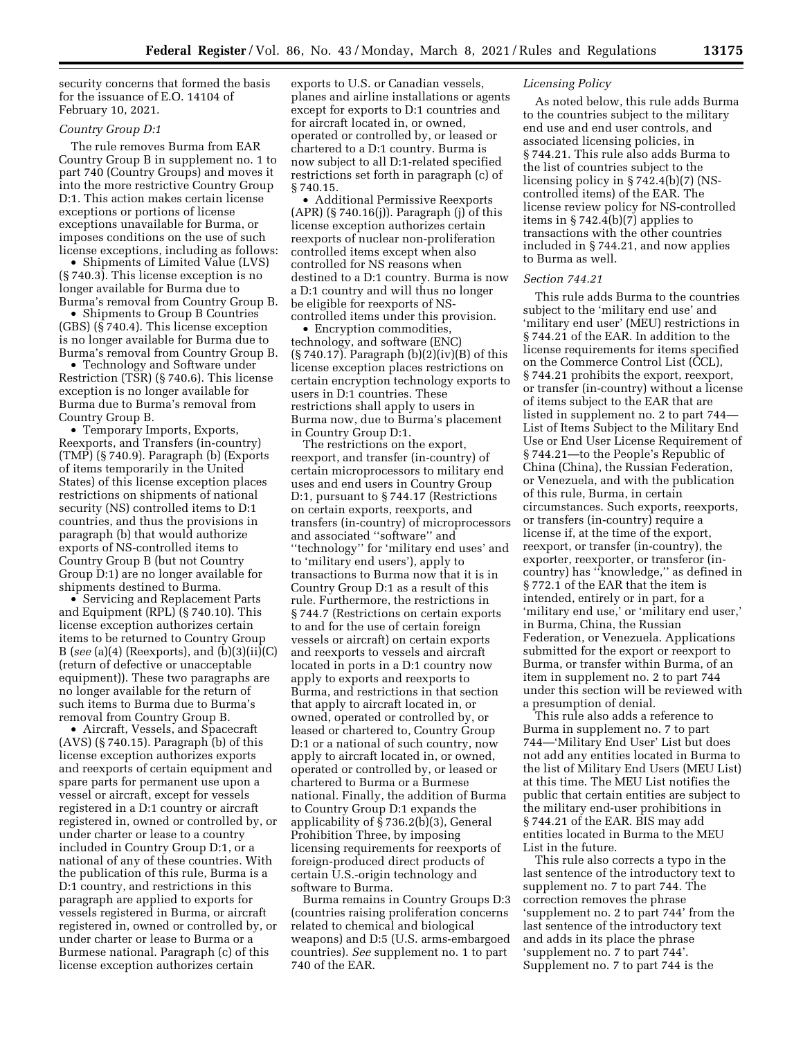security concerns that formed the basis for the issuance of E.O. 14104 of February 10, 2021.

*Country Group D:1*

The rule removes Burma from EAR Country Group B in supplement no. 1 to part 740 (Country Groups) and moves it into the more restrictive Country Group D:1. This action makes certain license exceptions or portions of license exceptions unavailable for Burma, or imposes conditions on the use of such license exceptions, including as follows:

• Shipments of Limited Value (LVS) (§ 740.3). This license exception is no longer available for Burma due to Burma's removal from Country Group B.

• Shipments to Group B Countries (GBS) (§ 740.4). This license exception is no longer available for Burma due to Burma's removal from Country Group B.

• Technology and Software under Restriction (TSR) (§ 740.6). This license exception is no longer available for Burma due to Burma's removal from Country Group B.

• Temporary Imports, Exports, Reexports, and Transfers (in-country) (TMP) (§ 740.9). Paragraph (b) (Exports of items temporarily in the United States) of this license exception places restrictions on shipments of national security (NS) controlled items to D:1 countries, and thus the provisions in paragraph (b) that would authorize exports of NS-controlled items to Country Group B (but not Country Group D:1) are no longer available for shipments destined to Burma.

• Servicing and Replacement Parts and Equipment (RPL) (§ 740.10). This license exception authorizes certain items to be returned to Country Group B (*see* (a)(4) (Reexports), and (b)(3)(ii)(C) (return of defective or unacceptable equipment)). These two paragraphs are no longer available for the return of such items to Burma due to Burma's removal from Country Group B.

• Aircraft, Vessels, and Spacecraft (AVS) (§ 740.15). Paragraph (b) of this license exception authorizes exports and reexports of certain equipment and spare parts for permanent use upon a vessel or aircraft, except for vessels registered in a D:1 country or aircraft registered in, owned or controlled by, or under charter or lease to a country included in Country Group D:1, or a national of any of these countries. With the publication of this rule, Burma is a D:1 country, and restrictions in this paragraph are applied to exports for vessels registered in Burma, or aircraft registered in, owned or controlled by, or under charter or lease to Burma or a Burmese national. Paragraph (c) of this license exception authorizes certain exports to U.S. or Canadian vessels, planes and airline installations or agents except for exports to D:1 countries and for aircraft located in, or owned, operated or controlled by, or leased or chartered to a D:1 country. Burma is now subject to all D:1-related specified restrictions set forth in paragraph (c) of § 740.15.

• Additional Permissive Reexports (APR) (§ 740.16(j)). Paragraph (j) of this license exception authorizes certain reexports of nuclear non-proliferation controlled items except when also controlled for NS reasons when destined to a D:1 country. Burma is now a D:1 country and will thus no longer be eligible for reexports of NS-controlled items under this provision.

• Encryption commodities, technology, and software (ENC) (§ 740.17). Paragraph (b)(2)(iv)(B) of this license exception places restrictions on certain encryption technology exports to users in D:1 countries. These restrictions shall apply to users in Burma now, due to Burma's placement in Country Group D:1.

The restrictions on the export, reexport, and transfer (in-country) of certain microprocessors to military end uses and end users in Country Group D:1, pursuant to § 744.17 (Restrictions on certain exports, reexports, and transfers (in-country) of microprocessors and associated "software" and "technology" for 'military end uses' and to 'military end users'), apply to transactions to Burma now that it is in Country Group D:1 as a result of this rule. Furthermore, the restrictions in § 744.7 (Restrictions on certain exports to and for the use of certain foreign vessels or aircraft) on certain exports and reexports to vessels and aircraft located in ports in a D:1 country now apply to exports and reexports to Burma, and restrictions in that section that apply to aircraft located in, or owned, operated or controlled by, or leased or chartered to, Country Group D:1 or a national of such country, now apply to aircraft located in, or owned, operated or controlled by, or leased or chartered to Burma or a Burmese national. Finally, the addition of Burma to Country Group D:1 expands the applicability of § 736.2(b)(3), General Prohibition Three, by imposing licensing requirements for reexports of foreign-produced direct products of certain U.S.-origin technology and software to Burma.

Burma remains in Country Groups D:3 (countries raising proliferation concerns related to chemical and biological weapons) and D:5 (U.S. arms-embargoed countries). *See* supplement no. 1 to part 740 of the EAR.

*Licensing Policy*

As noted below, this rule adds Burma to the countries subject to the military end use and end user controls, and associated licensing policies, in § 744.21. This rule also adds Burma to the list of countries subject to the licensing policy in § 742.4(b)(7) (NS-controlled items) of the EAR. The license review policy for NS-controlled items in § 742.4(b)(7) applies to transactions with the other countries included in § 744.21, and now applies to Burma as well.

*Section 744.21*

This rule adds Burma to the countries subject to the 'military end use' and 'military end user' (MEU) restrictions in § 744.21 of the EAR. In addition to the license requirements for items specified on the Commerce Control List (CCL), § 744.21 prohibits the export, reexport, or transfer (in-country) without a license of items subject to the EAR that are listed in supplement no. 2 to part 744—List of Items Subject to the Military End Use or End User License Requirement of § 744.21—to the People's Republic of China (China), the Russian Federation, or Venezuela, and with the publication of this rule, Burma, in certain circumstances. Such exports, reexports, or transfers (in-country) require a license if, at the time of the export, reexport, or transfer (in-country), the exporter, reexporter, or transferor (in-country) has "knowledge," as defined in § 772.1 of the EAR that the item is intended, entirely or in part, for a 'military end use,' or 'military end user,' in Burma, China, the Russian Federation, or Venezuela. Applications submitted for the export or reexport to Burma, or transfer within Burma, of an item in supplement no. 2 to part 744 under this section will be reviewed with a presumption of denial.

This rule also adds a reference to Burma in supplement no. 7 to part 744—'Military End User' List but does not add any entities located in Burma to the list of Military End Users (MEU List) at this time. The MEU List notifies the public that certain entities are subject to the military end-user prohibitions in § 744.21 of the EAR. BIS may add entities located in Burma to the MEU List in the future.

This rule also corrects a typo in the last sentence of the introductory text to supplement no. 7 to part 744. The correction removes the phrase 'supplement no. 2 to part 744' from the last sentence of the introductory text and adds in its place the phrase 'supplement no. 7 to part 744'. Supplement no. 7 to part 744 is the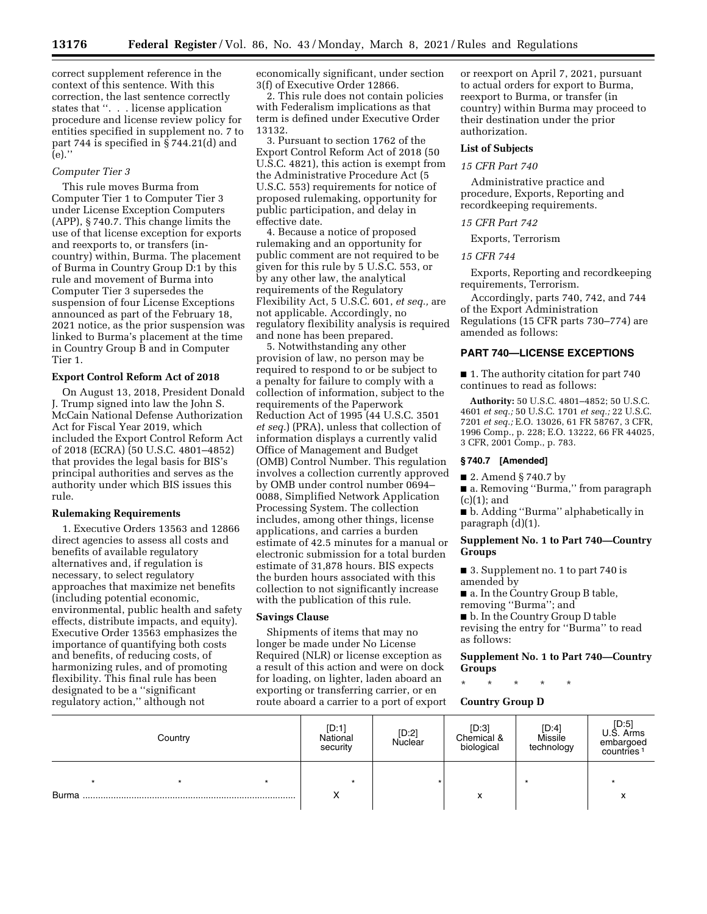correct supplement reference in the context of this sentence. With this correction, the last sentence correctly states that ''. . . license application procedure and license review policy for entities specified in supplement no. 7 to part 744 is specified in § 744.21(d) and (e).''

*Computer Tier 3*

This rule moves Burma from Computer Tier 1 to Computer Tier 3 under License Exception Computers (APP), § 740.7. This change limits the use of that license exception for exports and reexports to, or transfers (in-country) within, Burma. The placement of Burma in Country Group D:1 by this rule and movement of Burma into Computer Tier 3 supersedes the suspension of four License Exceptions announced as part of the February 18, 2021 notice, as the prior suspension was linked to Burma's placement at the time in Country Group B and in Computer Tier 1.

**Export Control Reform Act of 2018**

On August 13, 2018, President Donald J. Trump signed into law the John S. McCain National Defense Authorization Act for Fiscal Year 2019, which included the Export Control Reform Act of 2018 (ECRA) (50 U.S.C. 4801–4852) that provides the legal basis for BIS's principal authorities and serves as the authority under which BIS issues this rule.

**Rulemaking Requirements**

1. Executive Orders 13563 and 12866 direct agencies to assess all costs and benefits of available regulatory alternatives and, if regulation is necessary, to select regulatory approaches that maximize net benefits (including potential economic, environmental, public health and safety effects, distribute impacts, and equity). Executive Order 13563 emphasizes the importance of quantifying both costs and benefits, of reducing costs, of harmonizing rules, and of promoting flexibility. This final rule has been designated to be a ''significant regulatory action,'' although not economically significant, under section 3(f) of Executive Order 12866.

2. This rule does not contain policies with Federalism implications as that term is defined under Executive Order 13132.

3. Pursuant to section 1762 of the Export Control Reform Act of 2018 (50 U.S.C. 4821), this action is exempt from the Administrative Procedure Act (5 U.S.C. 553) requirements for notice of proposed rulemaking, opportunity for public participation, and delay in effective date.

4. Because a notice of proposed rulemaking and an opportunity for public comment are not required to be given for this rule by 5 U.S.C. 553, or by any other law, the analytical requirements of the Regulatory Flexibility Act, 5 U.S.C. 601, *et seq.,* are not applicable. Accordingly, no regulatory flexibility analysis is required and none has been prepared.

5. Notwithstanding any other provision of law, no person may be required to respond to or be subject to a penalty for failure to comply with a collection of information, subject to the requirements of the Paperwork Reduction Act of 1995 (44 U.S.C. 3501 *et seq.*) (PRA), unless that collection of information displays a currently valid Office of Management and Budget (OMB) Control Number. This regulation involves a collection currently approved by OMB under control number 0694–0088, Simplified Network Application Processing System. The collection includes, among other things, license applications, and carries a burden estimate of 42.5 minutes for a manual or electronic submission for a total burden estimate of 31,878 hours. BIS expects the burden hours associated with this collection to not significantly increase with the publication of this rule.

**Savings Clause**

Shipments of items that may no longer be made under No License Required (NLR) or license exception as a result of this action and were on dock for loading, on lighter, laden aboard an exporting or transferring carrier, or en route aboard a carrier to a port of export or reexport on April 7, 2021, pursuant to actual orders for export to Burma, reexport to Burma, or transfer (in country) within Burma may proceed to their destination under the prior authorization.

**List of Subjects**

*15 CFR Part 740*

Administrative practice and procedure, Exports, Reporting and recordkeeping requirements.

*15 CFR Part 742*

Exports, Terrorism

*15 CFR 744*

Exports, Reporting and recordkeeping requirements, Terrorism.

Accordingly, parts 740, 742, and 744 of the Export Administration Regulations (15 CFR parts 730–774) are amended as follows:

## PART 740—LICENSE EXCEPTIONS

■ 1. The authority citation for part 740 continues to read as follows:

**Authority:** 50 U.S.C. 4801–4852; 50 U.S.C. 4601 *et seq.;* 50 U.S.C. 1701 *et seq.;* 22 U.S.C. 7201 *et seq.;* E.O. 13026, 61 FR 58767, 3 CFR, 1996 Comp., p. 228; E.O. 13222, 66 FR 44025, 3 CFR, 2001 Comp., p. 783.

**§ 740.7 [Amended]**

■ 2. Amend § 740.7 by

■ a. Removing ''Burma,'' from paragraph (c)(1); and

■ b. Adding ''Burma'' alphabetically in paragraph (d)(1).

**Supplement No. 1 to Part 740—Country Groups**

■ 3. Supplement no. 1 to part 740 is amended by

■ a. In the Country Group B table, removing ''Burma''; and

■ b. In the Country Group D table revising the entry for ''Burma'' to read as follows:

**Supplement No. 1 to Part 740—Country Groups**

\* \* \* \* \*

**Country Group D**

| Country | [D:1] National security | [D:2] Nuclear | [D:3] Chemical & biological | [D:4] Missile technology | [D:5] U.S. Arms embargoed countries [1] |
|---|---|---|---|---|---|
| \* \* \* | \* | \* | | \* | \* |
| Burma | X | | x | | x |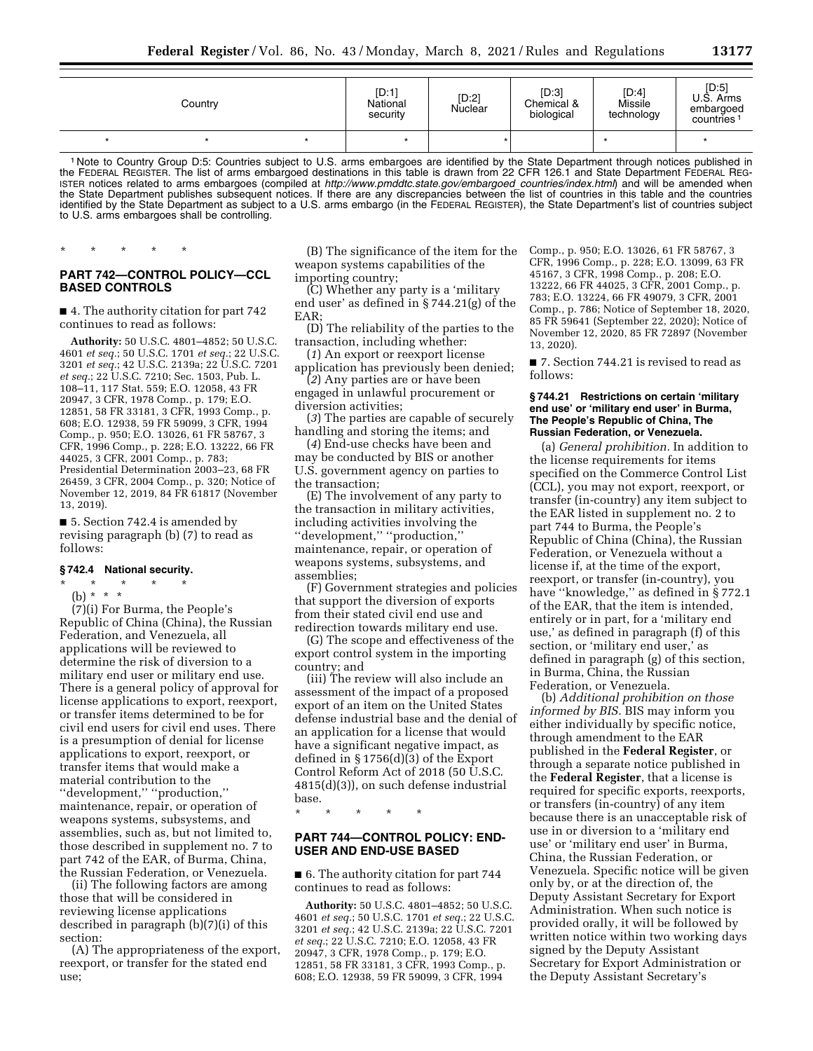| Country | [D:1] National security | [D:2] Nuclear | [D:3] Chemical & biological | [D:4] Missile technology | [D:5] U.S. Arms embargoed countries [1] |
|---|---|---|---|---|---|
| * * * | * | * | | * | * |

[1] Note to Country Group D:5: Countries subject to U.S. arms embargoes are identified by the State Department through notices published in the FEDERAL REGISTER. The list of arms embargoed destinations in this table is drawn from 22 CFR 126.1 and State Department FEDERAL REGISTER notices related to arms embargoes (compiled at *http://www.pmddtc.state.gov/embargoed_countries/index.html*) and will be amended when the State Department publishes subsequent notices. If there are any discrepancies between the list of countries in this table and the countries identified by the State Department as subject to a U.S. arms embargo (in the FEDERAL REGISTER), the State Department's list of countries subject to U.S. arms embargoes shall be controlling.

\* \* \* \* \*

## PART 742—CONTROL POLICY—CCL BASED CONTROLS

■ 4. The authority citation for part 742 continues to read as follows:

**Authority:** 50 U.S.C. 4801–4852; 50 U.S.C. 4601 *et seq.*; 50 U.S.C. 1701 *et seq.*; 22 U.S.C. 3201 *et seq.*; 42 U.S.C. 2139a; 22 U.S.C. 7201 *et seq.*; 22 U.S.C. 7210; Sec. 1503, Pub. L. 108–11, 117 Stat. 559; E.O. 12058, 43 FR 20947, 3 CFR, 1978 Comp., p. 179; E.O. 12851, 58 FR 33181, 3 CFR, 1993 Comp., p. 608; E.O. 12938, 59 FR 59099, 3 CFR, 1994 Comp., p. 950; E.O. 13026, 61 FR 58767, 3 CFR, 1996 Comp., p. 228; E.O. 13222, 66 FR 44025, 3 CFR, 2001 Comp., p. 783; Presidential Determination 2003–23, 68 FR 26459, 3 CFR, 2004 Comp., p. 320; Notice of November 12, 2019, 84 FR 61817 (November 13, 2019).

■ 5. Section 742.4 is amended by revising paragraph (b) (7) to read as follows:

### § 742.4 National security.

\* \* \* \* \*

(b) \* \* \*

(7)(i) For Burma, the People's Republic of China (China), the Russian Federation, and Venezuela, all applications will be reviewed to determine the risk of diversion to a military end user or military end use. There is a general policy of approval for license applications to export, reexport, or transfer items determined to be for civil end users for civil end uses. There is a presumption of denial for license applications to export, reexport, or transfer items that would make a material contribution to the ''development,'' ''production,'' maintenance, repair, or operation of weapons systems, subsystems, and assemblies, such as, but not limited to, those described in supplement no. 7 to part 742 of the EAR, of Burma, China, the Russian Federation, or Venezuela.

(ii) The following factors are among those that will be considered in reviewing license applications described in paragraph (b)(7)(i) of this section:

(A) The appropriateness of the export, reexport, or transfer for the stated end use;

(B) The significance of the item for the weapon systems capabilities of the importing country;

(C) Whether any party is a 'military end user' as defined in § 744.21(g) of the EAR;

(D) The reliability of the parties to the transaction, including whether:

(*1*) An export or reexport license application has previously been denied;

(*2*) Any parties are or have been engaged in unlawful procurement or diversion activities;

(*3*) The parties are capable of securely handling and storing the items; and

(*4*) End-use checks have been and may be conducted by BIS or another U.S. government agency on parties to the transaction;

(E) The involvement of any party to the transaction in military activities, including activities involving the ''development,'' ''production,'' maintenance, repair, or operation of weapons systems, subsystems, and assemblies;

(F) Government strategies and policies that support the diversion of exports from their stated civil end use and redirection towards military end use.

(G) The scope and effectiveness of the export control system in the importing country; and

(iii) The review will also include an assessment of the impact of a proposed export of an item on the United States defense industrial base and the denial of an application for a license that would have a significant negative impact, as defined in § 1756(d)(3) of the Export Control Reform Act of 2018 (50 U.S.C. 4815(d)(3)), on such defense industrial base.

\* \* \* \* \*

## PART 744—CONTROL POLICY: END-USER AND END-USE BASED

■ 6. The authority citation for part 744 continues to read as follows:

**Authority:** 50 U.S.C. 4801–4852; 50 U.S.C. 4601 *et seq.*; 50 U.S.C. 1701 *et seq.*; 22 U.S.C. 3201 *et seq.*; 42 U.S.C. 2139a; 22 U.S.C. 7201 *et seq.*; 22 U.S.C. 7210; E.O. 12058, 43 FR 20947, 3 CFR, 1978 Comp., p. 179; E.O. 12851, 58 FR 33181, 3 CFR, 1993 Comp., p. 608; E.O. 12938, 59 FR 59099, 3 CFR, 1994 Comp., p. 950; E.O. 13026, 61 FR 58767, 3 CFR, 1996 Comp., p. 228; E.O. 13099, 63 FR 45167, 3 CFR, 1998 Comp., p. 208; E.O. 13222, 66 FR 44025, 3 CFR, 2001 Comp., p. 783; E.O. 13224, 66 FR 49079, 3 CFR, 2001 Comp., p. 786; Notice of September 18, 2020, 85 FR 59641 (September 22, 2020); Notice of November 12, 2020, 85 FR 72897 (November 13, 2020).

■ 7. Section 744.21 is revised to read as follows:

### § 744.21 Restrictions on certain 'military end use' or 'military end user' in Burma, The People's Republic of China, The Russian Federation, or Venezuela.

(a) *General prohibition.* In addition to the license requirements for items specified on the Commerce Control List (CCL), you may not export, reexport, or transfer (in-country) any item subject to the EAR listed in supplement no. 2 to part 744 to Burma, the People's Republic of China (China), the Russian Federation, or Venezuela without a license if, at the time of the export, reexport, or transfer (in-country), you have ''knowledge,'' as defined in § 772.1 of the EAR, that the item is intended, entirely or in part, for a 'military end use,' as defined in paragraph (f) of this section, or 'military end user,' as defined in paragraph (g) of this section, in Burma, China, the Russian Federation, or Venezuela.

(b) *Additional prohibition on those informed by BIS.* BIS may inform you either individually by specific notice, through amendment to the EAR published in the **Federal Register**, or through a separate notice published in the **Federal Register**, that a license is required for specific exports, reexports, or transfers (in-country) of any item because there is an unacceptable risk of use in or diversion to a 'military end use' or 'military end user' in Burma, China, the Russian Federation, or Venezuela. Specific notice will be given only by, or at the direction of, the Deputy Assistant Secretary for Export Administration. When such notice is provided orally, it will be followed by written notice within two working days signed by the Deputy Assistant Secretary for Export Administration or the Deputy Assistant Secretary's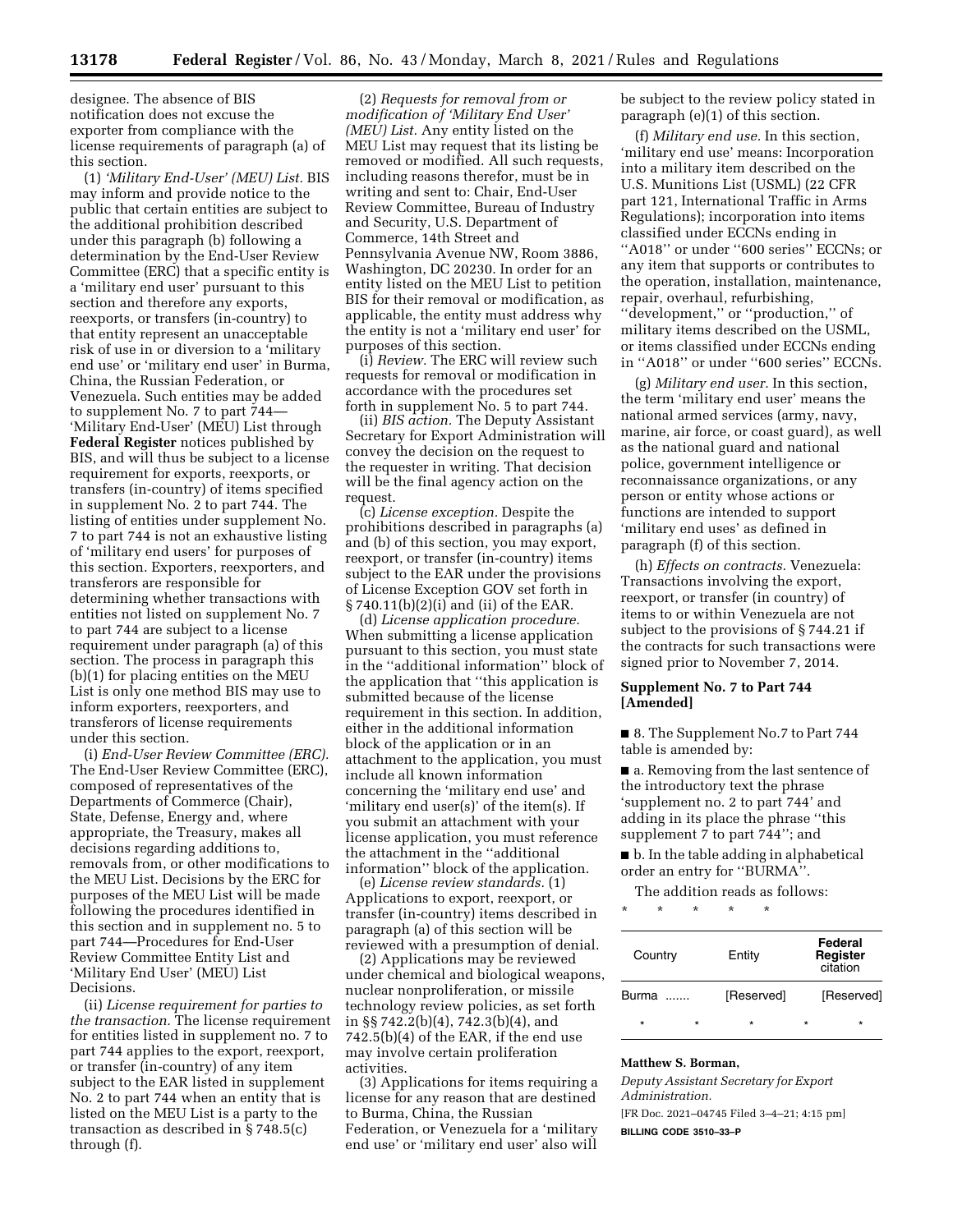designee. The absence of BIS notification does not excuse the exporter from compliance with the license requirements of paragraph (a) of this section.

(1) *'Military End-User' (MEU) List.* BIS may inform and provide notice to the public that certain entities are subject to the additional prohibition described under this paragraph (b) following a determination by the End-User Review Committee (ERC) that a specific entity is a 'military end user' pursuant to this section and therefore any exports, reexports, or transfers (in-country) to that entity represent an unacceptable risk of use in or diversion to a 'military end use' or 'military end user' in Burma, China, the Russian Federation, or Venezuela. Such entities may be added to supplement No. 7 to part 744— 'Military End-User' (MEU) List through **Federal Register** notices published by BIS, and will thus be subject to a license requirement for exports, reexports, or transfers (in-country) of items specified in supplement No. 2 to part 744. The listing of entities under supplement No. 7 to part 744 is not an exhaustive listing of 'military end users' for purposes of this section. Exporters, reexporters, and transferors are responsible for determining whether transactions with entities not listed on supplement No. 7 to part 744 are subject to a license requirement under paragraph (a) of this section. The process in paragraph this (b)(1) for placing entities on the MEU List is only one method BIS may use to inform exporters, reexporters, and transferors of license requirements under this section.

(i) *End-User Review Committee (ERC).* The End-User Review Committee (ERC), composed of representatives of the Departments of Commerce (Chair), State, Defense, Energy and, where appropriate, the Treasury, makes all decisions regarding additions to, removals from, or other modifications to the MEU List. Decisions by the ERC for purposes of the MEU List will be made following the procedures identified in this section and in supplement no. 5 to part 744—Procedures for End-User Review Committee Entity List and 'Military End User' (MEU) List Decisions.

(ii) *License requirement for parties to the transaction.* The license requirement for entities listed in supplement no. 7 to part 744 applies to the export, reexport, or transfer (in-country) of any item subject to the EAR listed in supplement No. 2 to part 744 when an entity that is listed on the MEU List is a party to the transaction as described in § 748.5(c) through (f).

(2) *Requests for removal from or modification of 'Military End User' (MEU) List.* Any entity listed on the MEU List may request that its listing be removed or modified. All such requests, including reasons therefor, must be in writing and sent to: Chair, End-User Review Committee, Bureau of Industry and Security, U.S. Department of Commerce, 14th Street and Pennsylvania Avenue NW, Room 3886, Washington, DC 20230. In order for an entity listed on the MEU List to petition BIS for their removal or modification, as applicable, the entity must address why the entity is not a 'military end user' for purposes of this section.

(i) *Review.* The ERC will review such requests for removal or modification in accordance with the procedures set forth in supplement No. 5 to part 744.

(ii) *BIS action.* The Deputy Assistant Secretary for Export Administration will convey the decision on the request to the requester in writing. That decision will be the final agency action on the request.

(c) *License exception.* Despite the prohibitions described in paragraphs (a) and (b) of this section, you may export, reexport, or transfer (in-country) items subject to the EAR under the provisions of License Exception GOV set forth in § 740.11(b)(2)(i) and (ii) of the EAR.

(d) *License application procedure.* When submitting a license application pursuant to this section, you must state in the ''additional information'' block of the application that ''this application is submitted because of the license requirement in this section. In addition, either in the additional information block of the application or in an attachment to the application, you must include all known information concerning the 'military end use' and 'military end user(s)' of the item(s). If you submit an attachment with your license application, you must reference the attachment in the ''additional information'' block of the application.

(e) *License review standards.* (1) Applications to export, reexport, or transfer (in-country) items described in paragraph (a) of this section will be reviewed with a presumption of denial.

(2) Applications may be reviewed under chemical and biological weapons, nuclear nonproliferation, or missile technology review policies, as set forth in §§ 742.2(b)(4), 742.3(b)(4), and 742.5(b)(4) of the EAR, if the end use may involve certain proliferation activities.

(3) Applications for items requiring a license for any reason that are destined to Burma, China, the Russian Federation, or Venezuela for a 'military end use' or 'military end user' also will be subject to the review policy stated in paragraph (e)(1) of this section.

(f) *Military end use.* In this section, 'military end use' means: Incorporation into a military item described on the U.S. Munitions List (USML) (22 CFR part 121, International Traffic in Arms Regulations); incorporation into items classified under ECCNs ending in ''A018'' or under ''600 series'' ECCNs; or any item that supports or contributes to the operation, installation, maintenance, repair, overhaul, refurbishing, ''development,'' or ''production,'' of military items described on the USML, or items classified under ECCNs ending in ''A018'' or under ''600 series'' ECCNs.

(g) *Military end user.* In this section, the term 'military end user' means the national armed services (army, navy, marine, air force, or coast guard), as well as the national guard and national police, government intelligence or reconnaissance organizations, or any person or entity whose actions or functions are intended to support 'military end uses' as defined in paragraph (f) of this section.

(h) *Effects on contracts.* Venezuela: Transactions involving the export, reexport, or transfer (in country) of items to or within Venezuela are not subject to the provisions of § 744.21 if the contracts for such transactions were signed prior to November 7, 2014.

**Supplement No. 7 to Part 744 [Amended]**

■ 8. The Supplement No.7 to Part 744 table is amended by:

■ a. Removing from the last sentence of the introductory text the phrase 'supplement no. 2 to part 744' and adding in its place the phrase ''this supplement 7 to part 744''; and

■ b. In the table adding in alphabetical order an entry for ''BURMA''.

The addition reads as follows:

\* \* \* \* \*

| Country | Entity | Federal Register citation |
|---|---|---|
| Burma ....... | [Reserved] | [Reserved] |
| \* \* | \* | \* \* |

**Matthew S. Borman,**

*Deputy Assistant Secretary for Export Administration.*

[FR Doc. 2021–04745 Filed 3–4–21; 4:15 pm]

**BILLING CODE 3510–33–P**